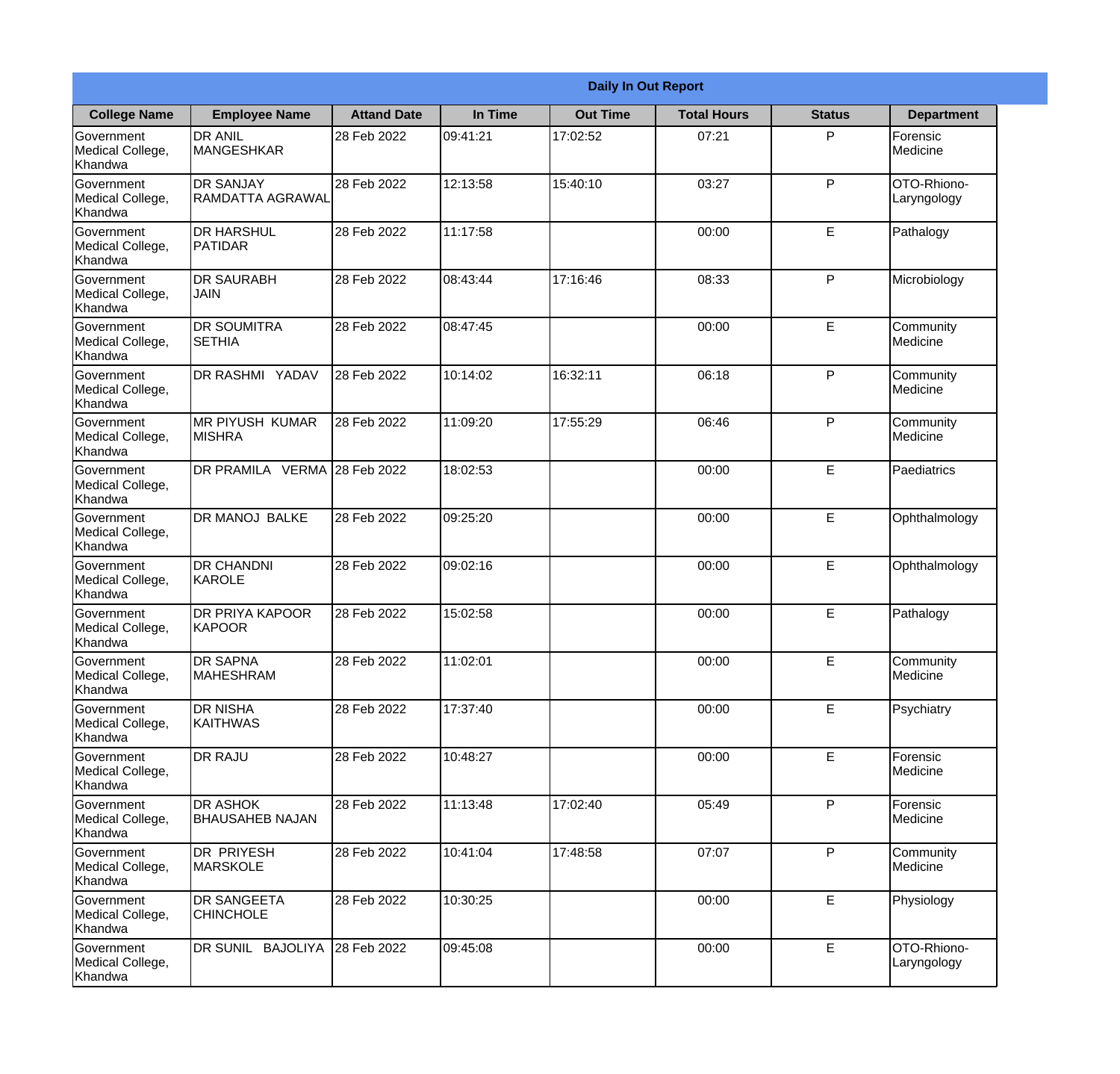| Daily In Out Report | | | | | | | |
|---|---|---|---|---|---|---|---|
| **College Name** | **Employee Name** | **Attand Date** | **In Time** | **Out Time** | **Total Hours** | **Status** | **Department** |
| Government Medical College, Khandwa | DR ANIL MANGESHKAR | 28 Feb 2022 | 09:41:21 | 17:02:52 | 07:21 | P | Forensic Medicine |
| Government Medical College, Khandwa | DR SANJAY RAMDATTA AGRAWAL | 28 Feb 2022 | 12:13:58 | 15:40:10 | 03:27 | P | OTO-Rhiono-Laryngology |
| Government Medical College, Khandwa | DR HARSHUL PATIDAR | 28 Feb 2022 | 11:17:58 | | 00:00 | E | Pathalogy |
| Government Medical College, Khandwa | DR SAURABH JAIN | 28 Feb 2022 | 08:43:44 | 17:16:46 | 08:33 | P | Microbiology |
| Government Medical College, Khandwa | DR SOUMITRA SETHIA | 28 Feb 2022 | 08:47:45 | | 00:00 | E | Community Medicine |
| Government Medical College, Khandwa | DR RASHMI YADAV | 28 Feb 2022 | 10:14:02 | 16:32:11 | 06:18 | P | Community Medicine |
| Government Medical College, Khandwa | MR PIYUSH KUMAR MISHRA | 28 Feb 2022 | 11:09:20 | 17:55:29 | 06:46 | P | Community Medicine |
| Government Medical College, Khandwa | DR PRAMILA VERMA | 28 Feb 2022 | 18:02:53 | | 00:00 | E | Paediatrics |
| Government Medical College, Khandwa | DR MANOJ BALKE | 28 Feb 2022 | 09:25:20 | | 00:00 | E | Ophthalmology |
| Government Medical College, Khandwa | DR CHANDNI KAROLE | 28 Feb 2022 | 09:02:16 | | 00:00 | E | Ophthalmology |
| Government Medical College, Khandwa | DR PRIYA KAPOOR KAPOOR | 28 Feb 2022 | 15:02:58 | | 00:00 | E | Pathalogy |
| Government Medical College, Khandwa | DR SAPNA MAHESHRAM | 28 Feb 2022 | 11:02:01 | | 00:00 | E | Community Medicine |
| Government Medical College, Khandwa | DR NISHA KAITHWAS | 28 Feb 2022 | 17:37:40 | | 00:00 | E | Psychiatry |
| Government Medical College, Khandwa | DR RAJU | 28 Feb 2022 | 10:48:27 | | 00:00 | E | Forensic Medicine |
| Government Medical College, Khandwa | DR ASHOK BHAUSAHEB NAJAN | 28 Feb 2022 | 11:13:48 | 17:02:40 | 05:49 | P | Forensic Medicine |
| Government Medical College, Khandwa | DR PRIYESH MARSKOLE | 28 Feb 2022 | 10:41:04 | 17:48:58 | 07:07 | P | Community Medicine |
| Government Medical College, Khandwa | DR SANGEETA CHINCHOLE | 28 Feb 2022 | 10:30:25 | | 00:00 | E | Physiology |
| Government Medical College, Khandwa | DR SUNIL BAJOLIYA | 28 Feb 2022 | 09:45:08 | | 00:00 | E | OTO-Rhiono-Laryngology |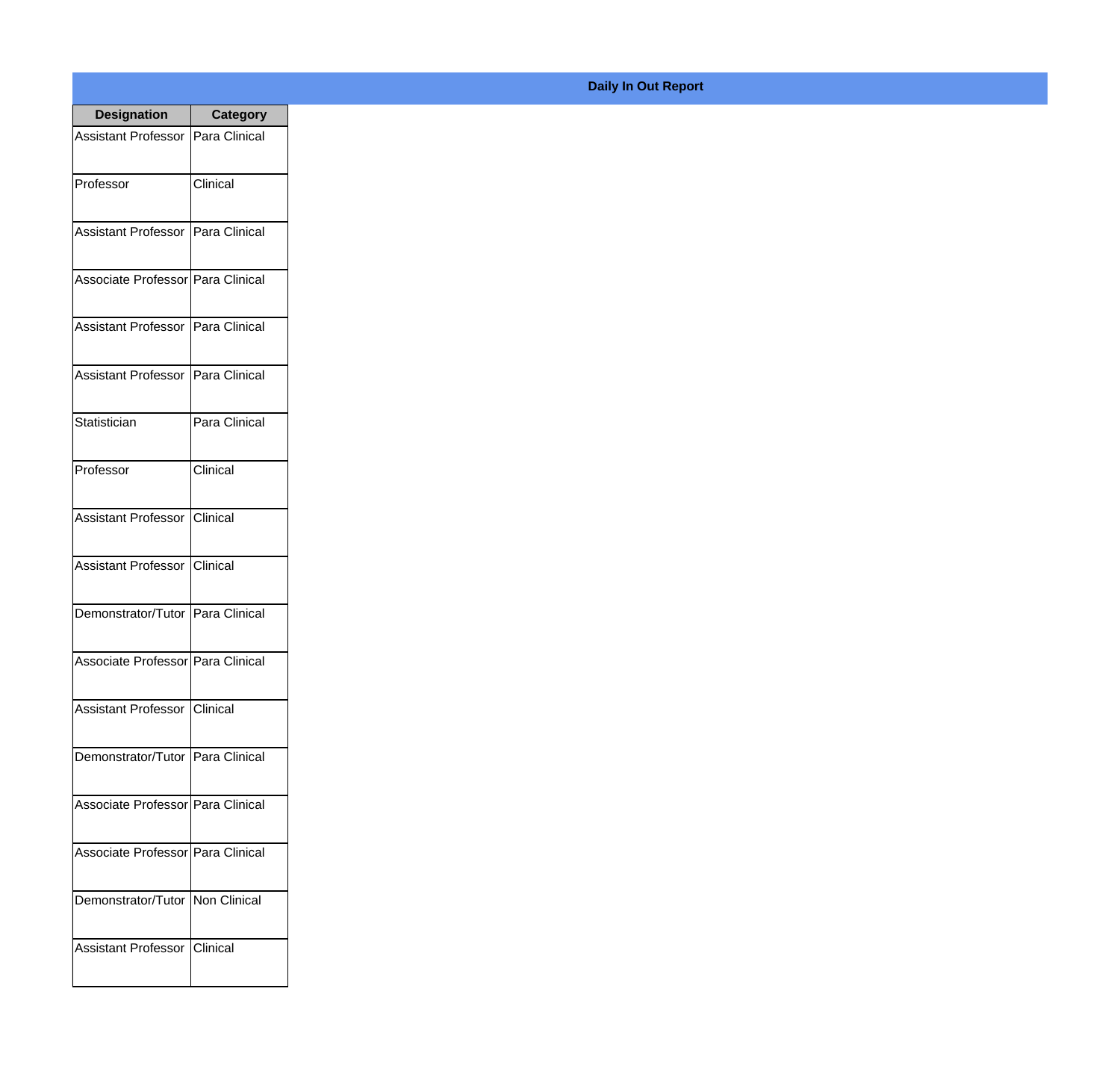**Daily In Out Report**

| Designation | Category |
|---|---|
| Assistant Professor | Para Clinical |
| Professor | Clinical |
| Assistant Professor | Para Clinical |
| Associate Professor | Para Clinical |
| Assistant Professor | Para Clinical |
| Assistant Professor | Para Clinical |
| Statistician | Para Clinical |
| Professor | Clinical |
| Assistant Professor | Clinical |
| Assistant Professor | Clinical |
| Demonstrator/Tutor | Para Clinical |
| Associate Professor | Para Clinical |
| Assistant Professor | Clinical |
| Demonstrator/Tutor | Para Clinical |
| Associate Professor | Para Clinical |
| Associate Professor | Para Clinical |
| Demonstrator/Tutor | Non Clinical |
| Assistant Professor | Clinical |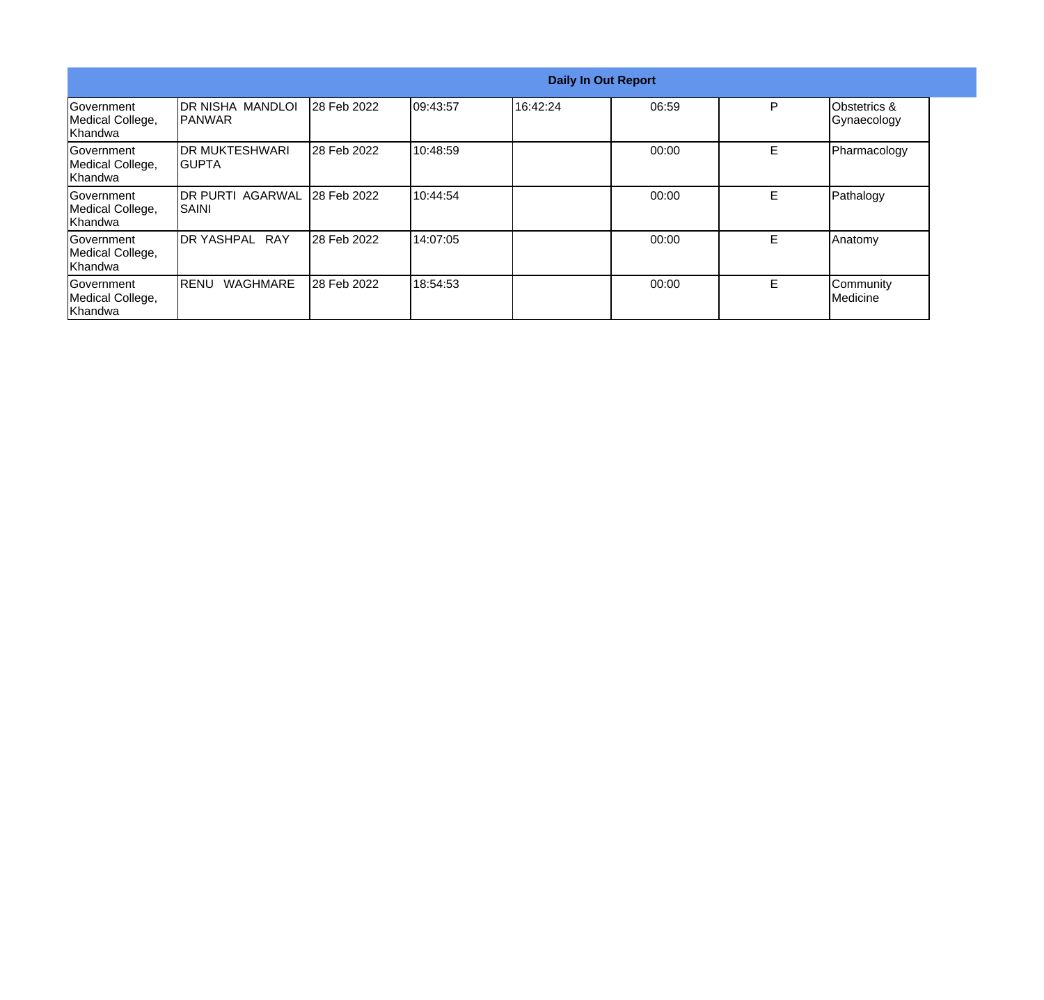| Daily In Out Report | | | | | | | |
|---|---|---|---|---|---|---|---|
| Government Medical College, Khandwa | DR NISHA MANDLOI PANWAR | 28 Feb 2022 | 09:43:57 | 16:42:24 | 06:59 | P | Obstetrics & Gynaecology |
| Government Medical College, Khandwa | DR MUKTESHWARI GUPTA | 28 Feb 2022 | 10:48:59 | | 00:00 | E | Pharmacology |
| Government Medical College, Khandwa | DR PURTI AGARWAL SAINI | 28 Feb 2022 | 10:44:54 | | 00:00 | E | Pathalogy |
| Government Medical College, Khandwa | DR YASHPAL RAY | 28 Feb 2022 | 14:07:05 | | 00:00 | E | Anatomy |
| Government Medical College, Khandwa | RENU WAGHMARE | 28 Feb 2022 | 18:54:53 | | 00:00 | E | Community Medicine |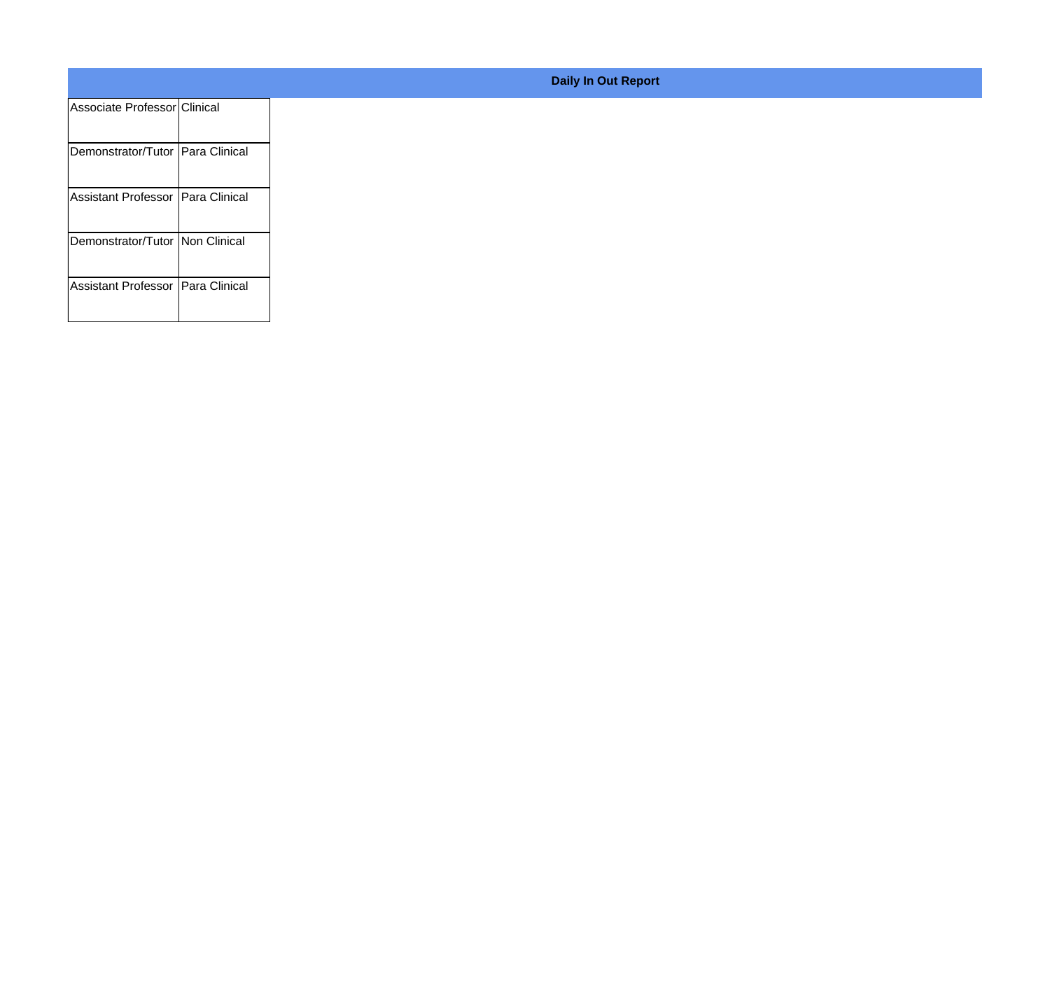**Daily In Out Report**

| | |
|---|---|
| Associate Professor | Clinical |
| Demonstrator/Tutor | Para Clinical |
| Assistant Professor | Para Clinical |
| Demonstrator/Tutor | Non Clinical |
| Assistant Professor | Para Clinical |